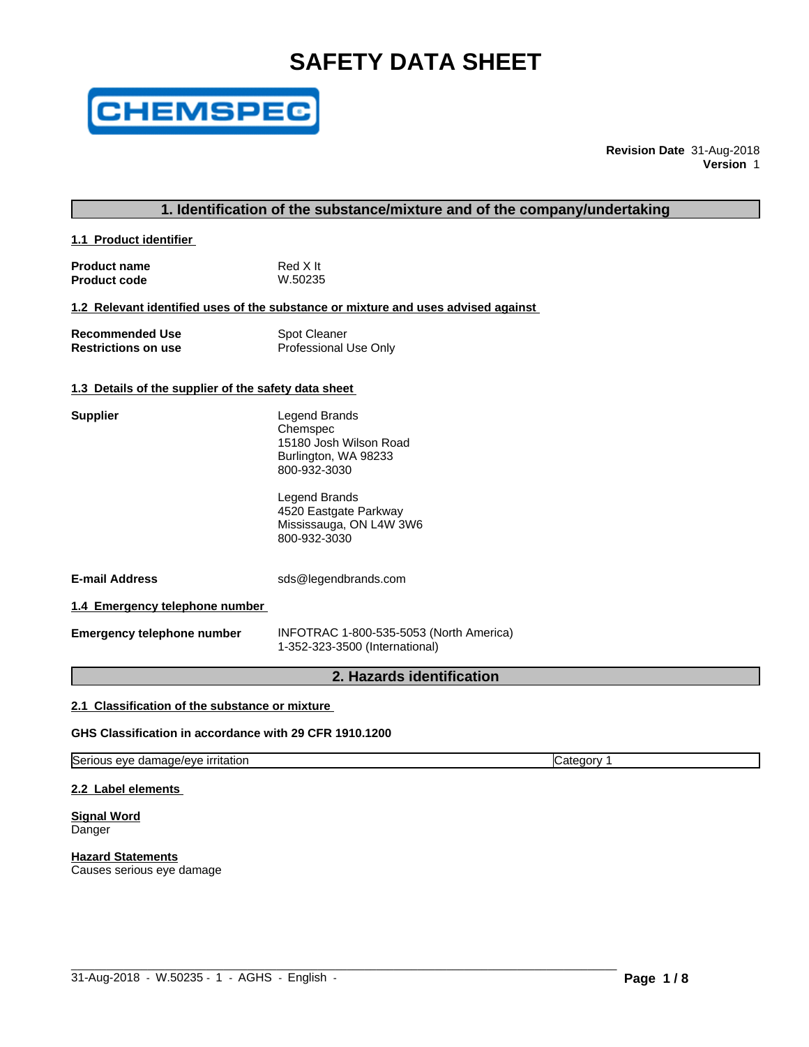# SAFETY DATA SHEET

CHEMSPEC

**Revision Date** 31-Aug-2018
**Version** 1

## 1. Identification of the substance/mixture and of the company/undertaking

### 1.1 Product identifier

**Product name** Red X It
**Product code** W.50235

### 1.2 Relevant identified uses of the substance or mixture and uses advised against

**Recommended Use** Spot Cleaner
**Restrictions on use** Professional Use Only

### 1.3 Details of the supplier of the safety data sheet

**Supplier**

Legend Brands
Chemspec
15180 Josh Wilson Road
Burlington, WA 98233
800-932-3030

Legend Brands
4520 Eastgate Parkway
Mississauga, ON L4W 3W6
800-932-3030

**E-mail Address** sds@legendbrands.com

### 1.4 Emergency telephone number

**Emergency telephone number** INFOTRAC 1-800-535-5053 (North America)
1-352-323-3500 (International)

## 2. Hazards identification

### 2.1 Classification of the substance or mixture

**GHS Classification in accordance with 29 CFR 1910.1200**

| Serious eye damage/eye irritation | Category 1 |
|---|---|

### 2.2 Label elements

**Signal Word**
Danger

**Hazard Statements**
Causes serious eye damage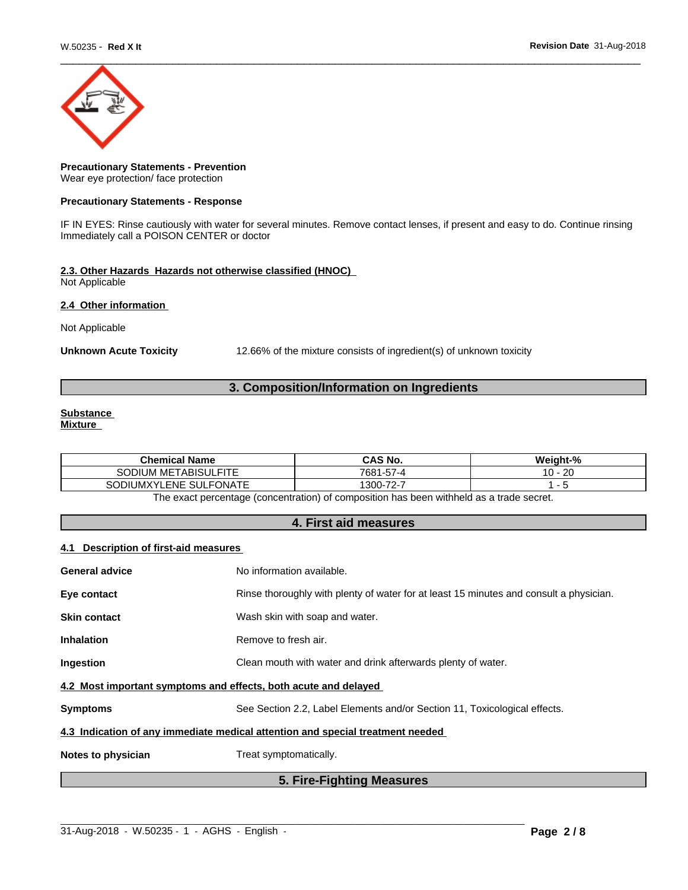**Precautionary Statements - Prevention**
Wear eye protection/ face protection

**Precautionary Statements - Response**

IF IN EYES: Rinse cautiously with water for several minutes. Remove contact lenses, if present and easy to do. Continue rinsing
Immediately call a POISON CENTER or doctor

**2.3. Other Hazards Hazards not otherwise classified (HNOC)**
Not Applicable

**2.4 Other information**

Not Applicable

**Unknown Acute Toxicity** 12.66% of the mixture consists of ingredient(s) of unknown toxicity

## 3. Composition/Information on Ingredients

**Substance**
**Mixture**

| Chemical Name | CAS No. | Weight-% |
| --- | --- | --- |
| SODIUM METABISULFITE | 7681-57-4 | 10 - 20 |
| SODIUMXYLENE SULFONATE | 1300-72-7 | 1 - 5 |

The exact percentage (concentration) of composition has been withheld as a trade secret.

## 4. First aid measures

**4.1 Description of first-aid measures**

**General advice** No information available.

**Eye contact** Rinse thoroughly with plenty of water for at least 15 minutes and consult a physician.

**Skin contact** Wash skin with soap and water.

**Inhalation** Remove to fresh air.

**Ingestion** Clean mouth with water and drink afterwards plenty of water.

**4.2 Most important symptoms and effects, both acute and delayed**

**Symptoms** See Section 2.2, Label Elements and/or Section 11, Toxicological effects.

**4.3 Indication of any immediate medical attention and special treatment needed**

**Notes to physician** Treat symptomatically.

## 5. Fire-Fighting Measures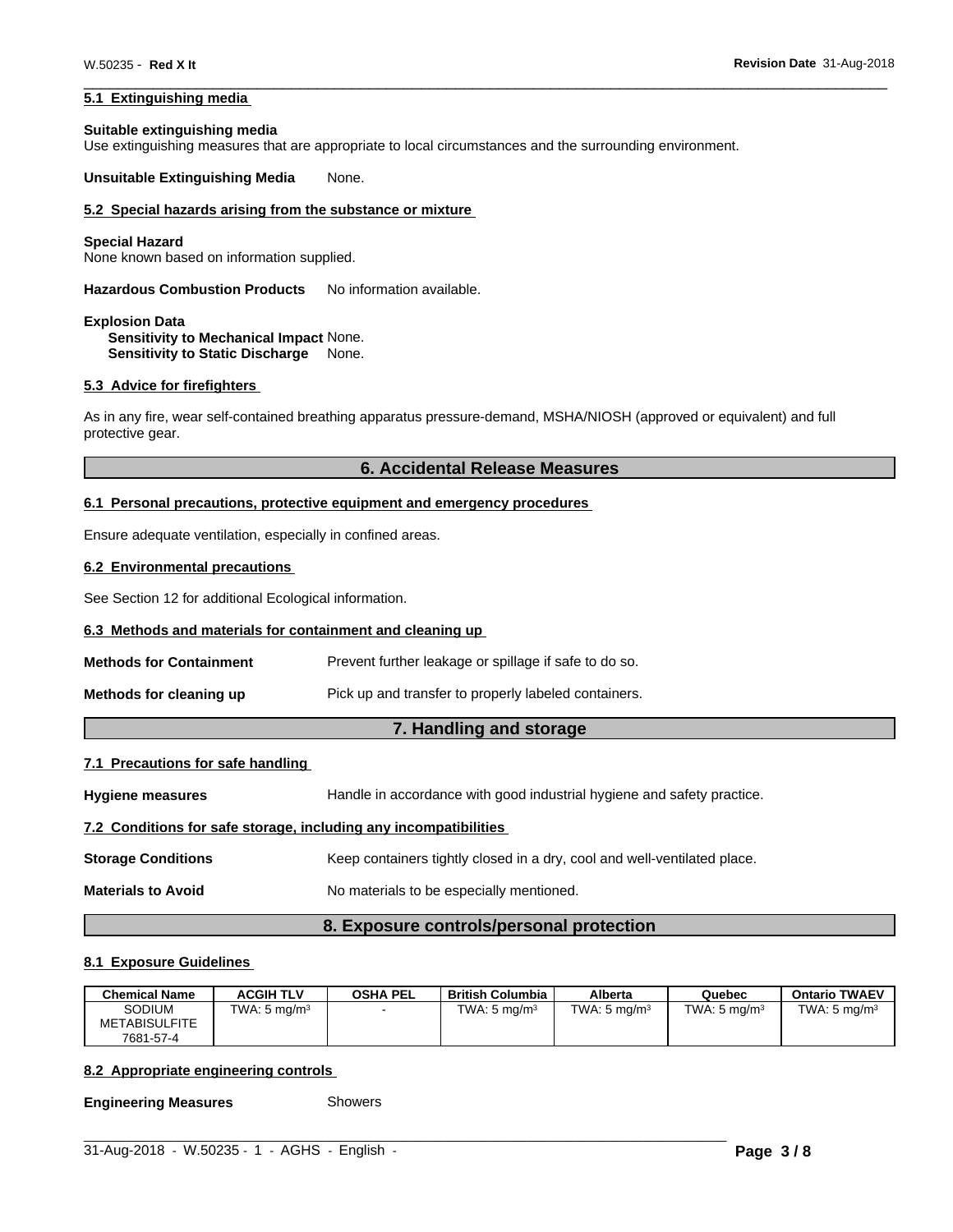#### 5.1 Extinguishing media

**Suitable extinguishing media**
Use extinguishing measures that are appropriate to local circumstances and the surrounding environment.

**Unsuitable Extinguishing Media** None.

#### 5.2 Special hazards arising from the substance or mixture

**Special Hazard**
None known based on information supplied.

**Hazardous Combustion Products** No information available.

**Explosion Data**
**Sensitivity to Mechanical Impact** None.
**Sensitivity to Static Discharge** None.

#### 5.3 Advice for firefighters

As in any fire, wear self-contained breathing apparatus pressure-demand, MSHA/NIOSH (approved or equivalent) and full protective gear.

## 6. Accidental Release Measures

#### 6.1 Personal precautions, protective equipment and emergency procedures

Ensure adequate ventilation, especially in confined areas.

#### 6.2 Environmental precautions

See Section 12 for additional Ecological information.

#### 6.3 Methods and materials for containment and cleaning up

**Methods for Containment** Prevent further leakage or spillage if safe to do so.

**Methods for cleaning up** Pick up and transfer to properly labeled containers.

## 7. Handling and storage

#### 7.1 Precautions for safe handling

**Hygiene measures** Handle in accordance with good industrial hygiene and safety practice.

#### 7.2 Conditions for safe storage, including any incompatibilities

**Storage Conditions** Keep containers tightly closed in a dry, cool and well-ventilated place.

**Materials to Avoid** No materials to be especially mentioned.

## 8. Exposure controls/personal protection

#### 8.1 Exposure Guidelines

| Chemical Name | ACGIH TLV | OSHA PEL | British Columbia | Alberta | Quebec | Ontario TWAEV |
|---|---|---|---|---|---|---|
| SODIUM METABISULFITE 7681-57-4 | TWA: 5 mg/m³ | - | TWA: 5 mg/m³ | TWA: 5 mg/m³ | TWA: 5 mg/m³ | TWA: 5 mg/m³ |

#### 8.2 Appropriate engineering controls

**Engineering Measures** Showers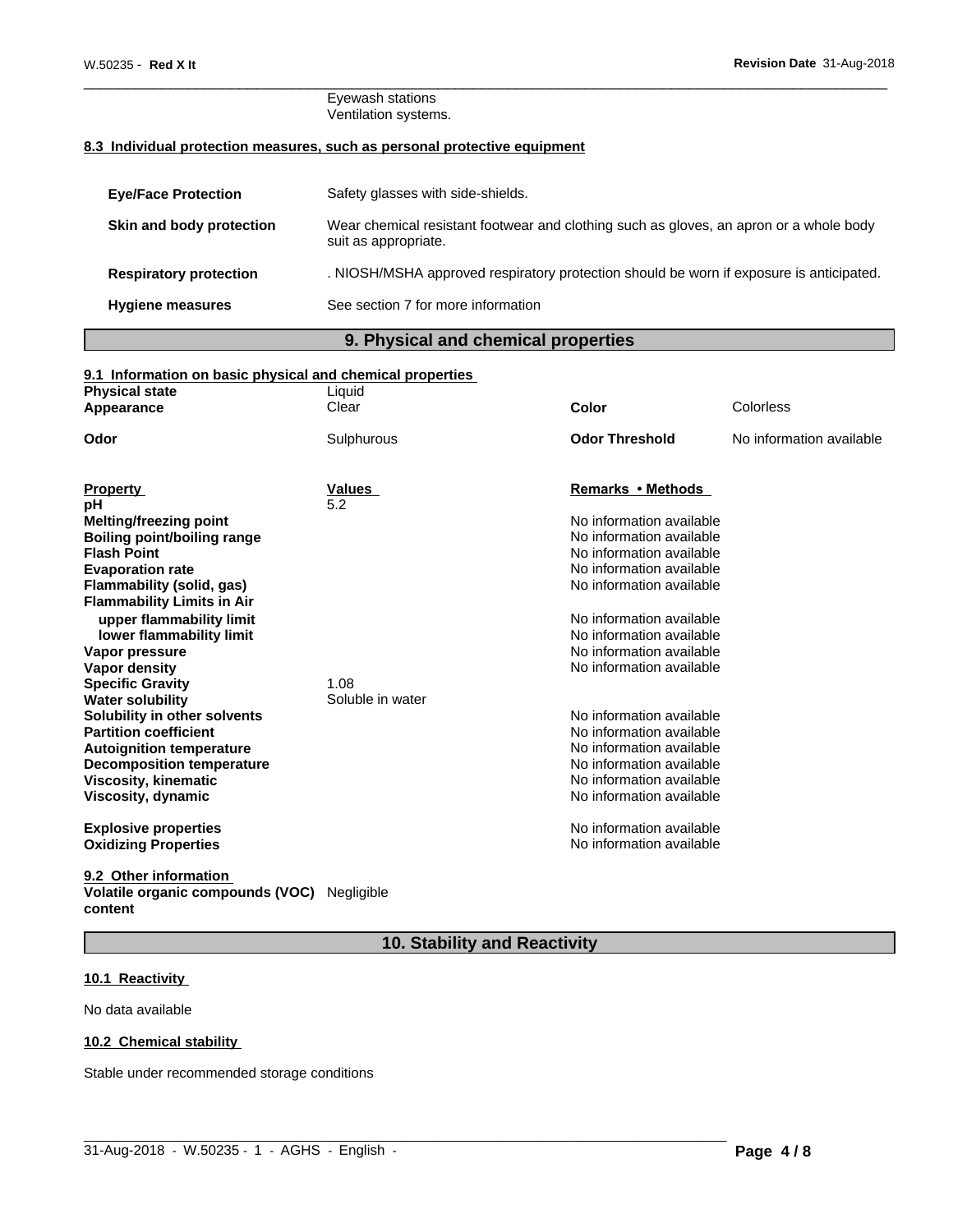Eyewash stations
Ventilation systems.

### 8.3 Individual protection measures, such as personal protective equipment

| | |
|---|---|
| **Eye/Face Protection** | Safety glasses with side-shields. |
| **Skin and body protection** | Wear chemical resistant footwear and clothing such as gloves, an apron or a whole body suit as appropriate. |
| **Respiratory protection** | . NIOSH/MSHA approved respiratory protection should be worn if exposure is anticipated. |
| **Hygiene measures** | See section 7 for more information |

## 9. Physical and chemical properties

### 9.1 Information on basic physical and chemical properties

| | | | |
|---|---|---|---|
| **Physical state** | Liquid | | |
| **Appearance** | Clear | **Color** | Colorless |
| **Odor** | Sulphurous | **Odor Threshold** | No information available |

| Property | Values | Remarks • Methods |
|---|---|---|
| **pH** | 5.2 | |
| **Melting/freezing point** | | No information available |
| **Boiling point/boiling range** | | No information available |
| **Flash Point** | | No information available |
| **Evaporation rate** | | No information available |
| **Flammability (solid, gas)** | | No information available |
| **Flammability Limits in Air** | | |
| **upper flammability limit** | | No information available |
| **lower flammability limit** | | No information available |
| **Vapor pressure** | | No information available |
| **Vapor density** | | No information available |
| **Specific Gravity** | 1.08 | |
| **Water solubility** | Soluble in water | |
| **Solubility in other solvents** | | No information available |
| **Partition coefficient** | | No information available |
| **Autoignition temperature** | | No information available |
| **Decomposition temperature** | | No information available |
| **Viscosity, kinematic** | | No information available |
| **Viscosity, dynamic** | | No information available |
| **Explosive properties** | | No information available |
| **Oxidizing Properties** | | No information available |

### 9.2 Other information

**Volatile organic compounds (VOC) content** Negligible

## 10. Stability and Reactivity

### 10.1 Reactivity

No data available

### 10.2 Chemical stability

Stable under recommended storage conditions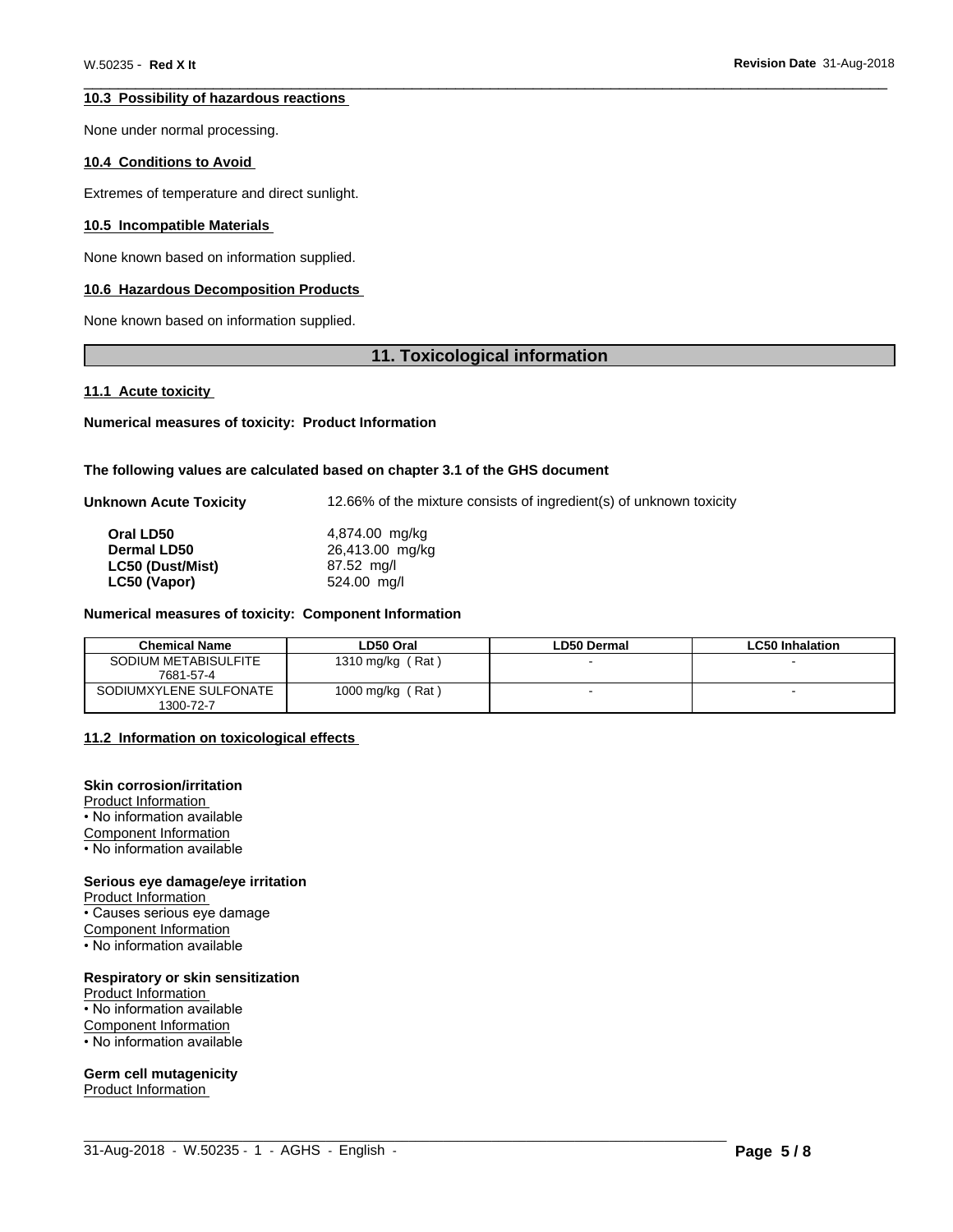### 10.3 Possibility of hazardous reactions

None under normal processing.

### 10.4 Conditions to Avoid

Extremes of temperature and direct sunlight.

### 10.5 Incompatible Materials

None known based on information supplied.

### 10.6 Hazardous Decomposition Products

None known based on information supplied.

## 11. Toxicological information

### 11.1 Acute toxicity

**Numerical measures of toxicity: Product Information**

**The following values are calculated based on chapter 3.1 of the GHS document**

**Unknown Acute Toxicity** 12.66% of the mixture consists of ingredient(s) of unknown toxicity

| | |
|---|---|
| **Oral LD50** | 4,874.00 mg/kg |
| **Dermal LD50** | 26,413.00 mg/kg |
| **LC50 (Dust/Mist)** | 87.52 mg/l |
| **LC50 (Vapor)** | 524.00 mg/l |

**Numerical measures of toxicity: Component Information**

| Chemical Name | LD50 Oral | LD50 Dermal | LC50 Inhalation |
|---|---|---|---|
| SODIUM METABISULFITE 7681-57-4 | 1310 mg/kg ( Rat ) | - | - |
| SODIUMXYLENE SULFONATE 1300-72-7 | 1000 mg/kg ( Rat ) | - | - |

### 11.2 Information on toxicological effects

**Skin corrosion/irritation**
Product Information
• No information available
Component Information
• No information available

**Serious eye damage/eye irritation**
Product Information
• Causes serious eye damage
Component Information
• No information available

**Respiratory or skin sensitization**
Product Information
• No information available
Component Information
• No information available

**Germ cell mutagenicity**
Product Information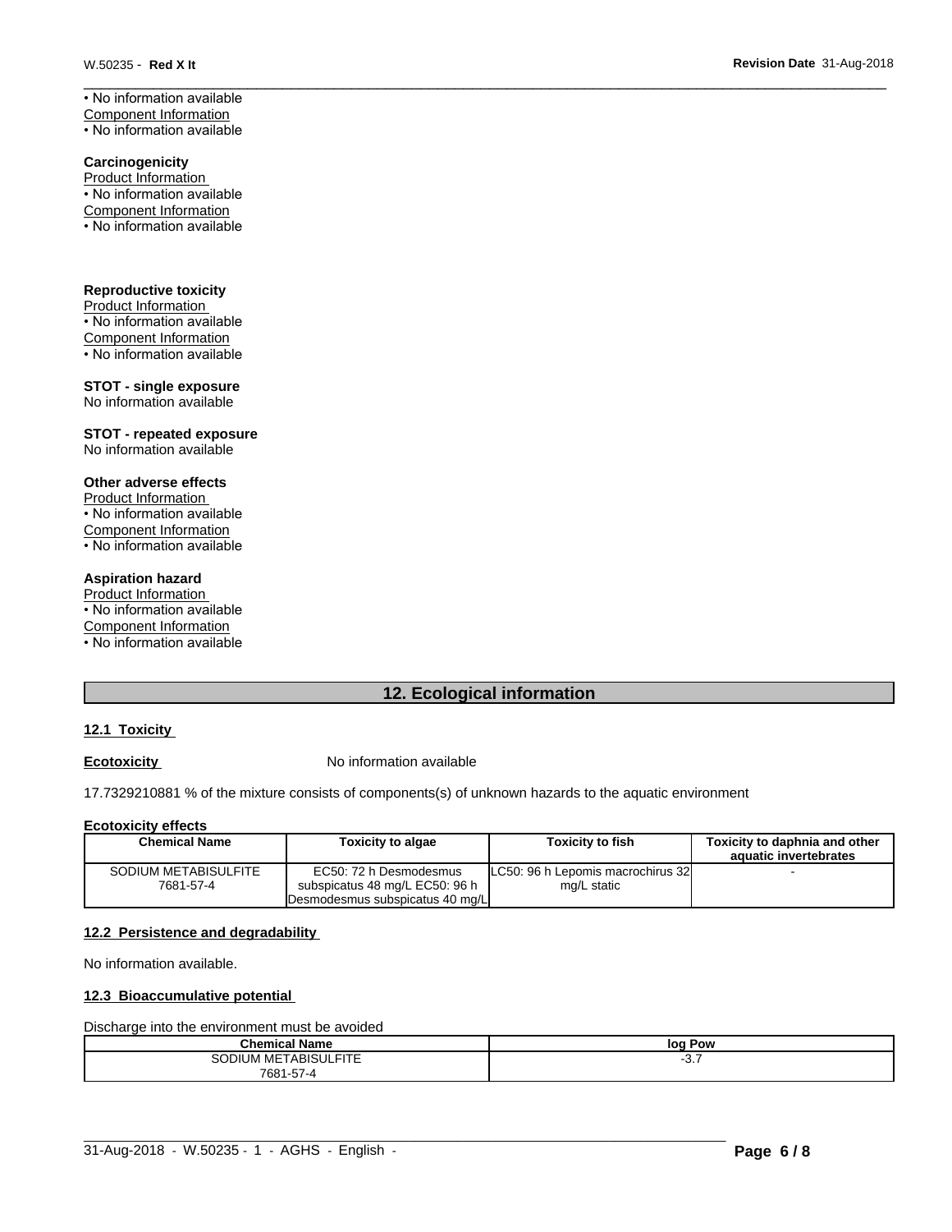• No information available

Component Information

• No information available

**Carcinogenicity**

Product Information

• No information available

Component Information

• No information available

**Reproductive toxicity**

Product Information

• No information available

Component Information

• No information available

**STOT - single exposure**

No information available

**STOT - repeated exposure**

No information available

**Other adverse effects**

Product Information

• No information available

Component Information

• No information available

**Aspiration hazard**

Product Information

• No information available

Component Information

• No information available

## 12. Ecological information

### 12.1 Toxicity

**Ecotoxicity** No information available

17.7329210881 % of the mixture consists of components(s) of unknown hazards to the aquatic environment

**Ecotoxicity effects**

| Chemical Name | Toxicity to algae | Toxicity to fish | Toxicity to daphnia and other aquatic invertebrates |
|---|---|---|---|
| SODIUM METABISULFITE 7681-57-4 | EC50: 72 h Desmodesmus subspicatus 48 mg/L EC50: 96 h Desmodesmus subspicatus 40 mg/L | LC50: 96 h Lepomis macrochirus 32 mg/L static | - |

### 12.2 Persistence and degradability

No information available.

### 12.3 Bioaccumulative potential

Discharge into the environment must be avoided

| Chemical Name | log Pow |
|---|---|
| SODIUM METABISULFITE 7681-57-4 | -3.7 |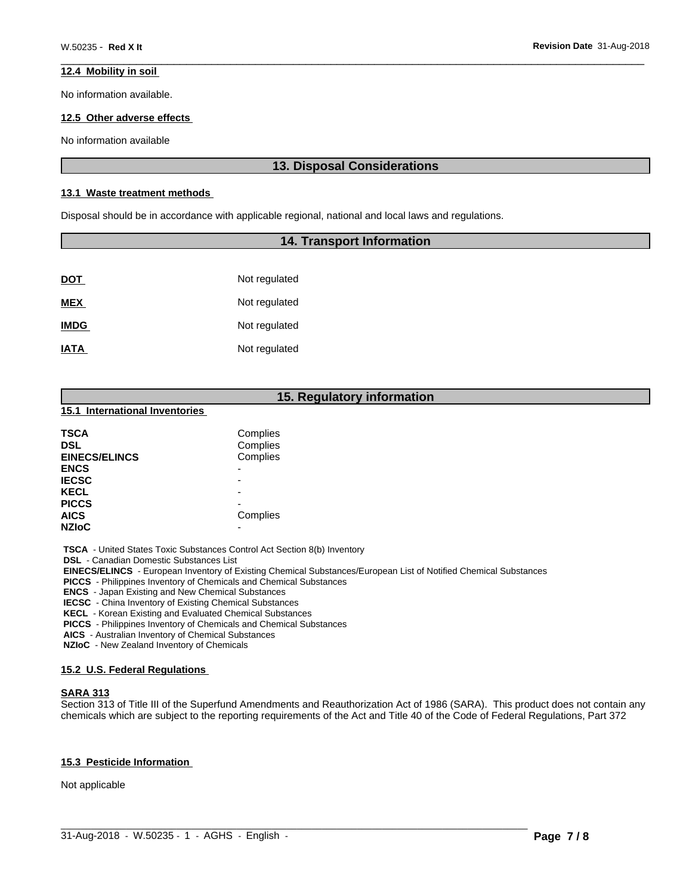### 12.4 Mobility in soil

No information available.

### 12.5 Other adverse effects

No information available

## 13. Disposal Considerations

### 13.1 Waste treatment methods

Disposal should be in accordance with applicable regional, national and local laws and regulations.

## 14. Transport Information

| | |
|---|---|
| **DOT** | Not regulated |
| **MEX** | Not regulated |
| **IMDG** | Not regulated |
| **IATA** | Not regulated |

## 15. Regulatory information

### 15.1 International Inventories

| | |
|---|---|
| **TSCA** | Complies |
| **DSL** | Complies |
| **EINECS/ELINCS** | Complies |
| **ENCS** | - |
| **IECSC** | - |
| **KECL** | - |
| **PICCS** | - |
| **AICS** | Complies |
| **NZIoC** | - |

**TSCA** - United States Toxic Substances Control Act Section 8(b) Inventory
**DSL** - Canadian Domestic Substances List
**EINECS/ELINCS** - European Inventory of Existing Chemical Substances/European List of Notified Chemical Substances
**PICCS** - Philippines Inventory of Chemicals and Chemical Substances
**ENCS** - Japan Existing and New Chemical Substances
**IECSC** - China Inventory of Existing Chemical Substances
**KECL** - Korean Existing and Evaluated Chemical Substances
**PICCS** - Philippines Inventory of Chemicals and Chemical Substances
**AICS** - Australian Inventory of Chemical Substances
**NZIoC** - New Zealand Inventory of Chemicals

### 15.2 U.S. Federal Regulations

**SARA 313**
Section 313 of Title III of the Superfund Amendments and Reauthorization Act of 1986 (SARA). This product does not contain any chemicals which are subject to the reporting requirements of the Act and Title 40 of the Code of Federal Regulations, Part 372

### 15.3 Pesticide Information

Not applicable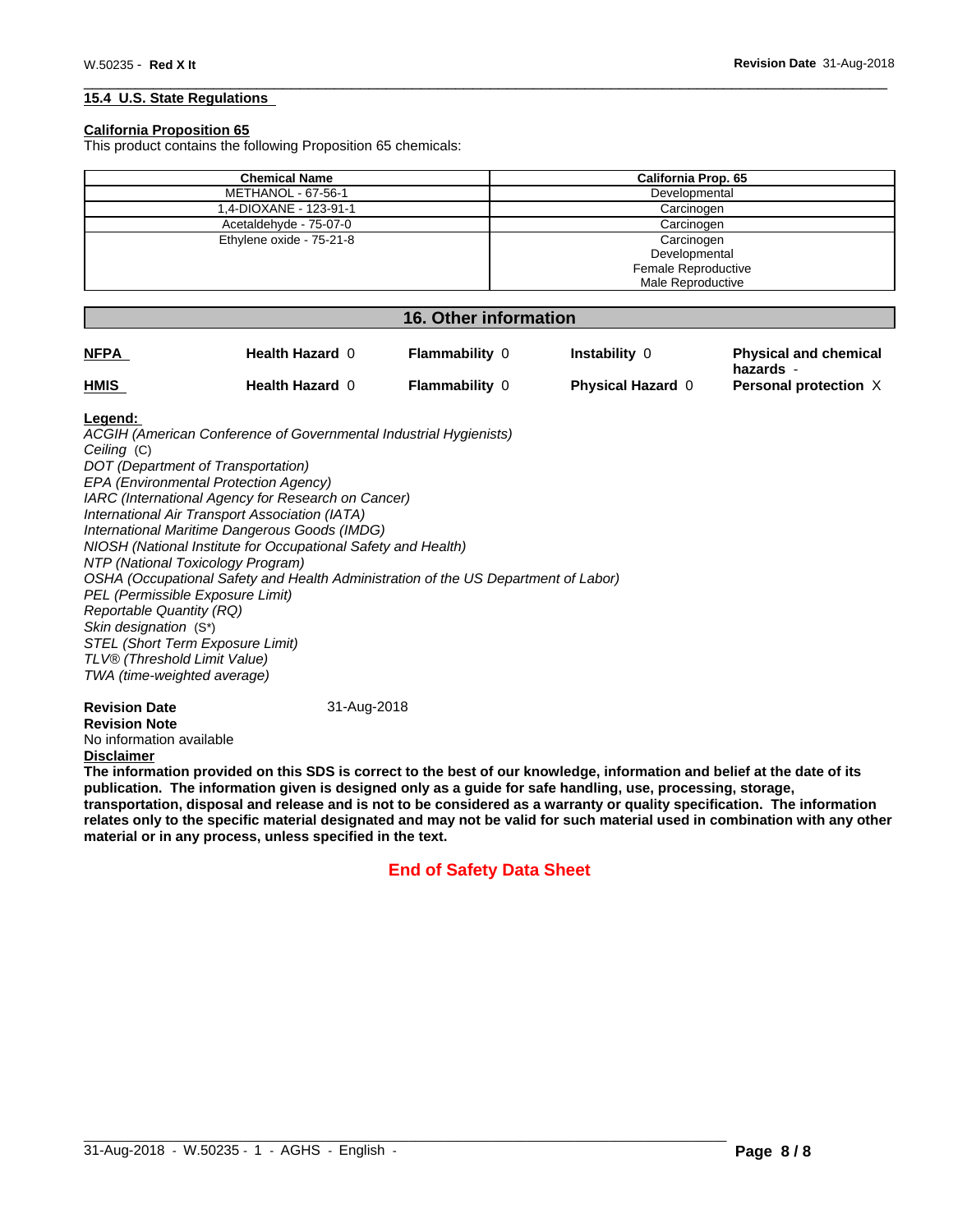### 15.4 U.S. State Regulations

**California Proposition 65**

This product contains the following Proposition 65 chemicals:

| Chemical Name | California Prop. 65 |
|---|---|
| METHANOL - 67-56-1 | Developmental |
| 1,4-DIOXANE - 123-91-1 | Carcinogen |
| Acetaldehyde - 75-07-0 | Carcinogen |
| Ethylene oxide - 75-21-8 | Carcinogen<br>Developmental<br>Female Reproductive<br>Male Reproductive |

## 16. Other information

| | | | | |
|---|---|---|---|---|
| **NFPA** | **Health Hazard** 0 | **Flammability** 0 | **Instability** 0 | **Physical and chemical hazards** - |
| **HMIS** | **Health Hazard** 0 | **Flammability** 0 | **Physical Hazard** 0 | **Personal protection** X |

**Legend:**

*ACGIH (American Conference of Governmental Industrial Hygienists)*
*Ceiling* (C)
*DOT (Department of Transportation)*
*EPA (Environmental Protection Agency)*
*IARC (International Agency for Research on Cancer)*
*International Air Transport Association (IATA)*
*International Maritime Dangerous Goods (IMDG)*
*NIOSH (National Institute for Occupational Safety and Health)*
*NTP (National Toxicology Program)*
*OSHA (Occupational Safety and Health Administration of the US Department of Labor)*
*PEL (Permissible Exposure Limit)*
*Reportable Quantity (RQ)*
*Skin designation* (S*)
*STEL (Short Term Exposure Limit)*
*TLV® (Threshold Limit Value)*
*TWA (time-weighted average)*

**Revision Date** 31-Aug-2018

**Revision Note**

No information available

**Disclaimer**

**The information provided on this SDS is correct to the best of our knowledge, information and belief at the date of its publication. The information given is designed only as a guide for safe handling, use, processing, storage, transportation, disposal and release and is not to be considered as a warranty or quality specification. The information relates only to the specific material designated and may not be valid for such material used in combination with any other material or in any process, unless specified in the text.**

**End of Safety Data Sheet**